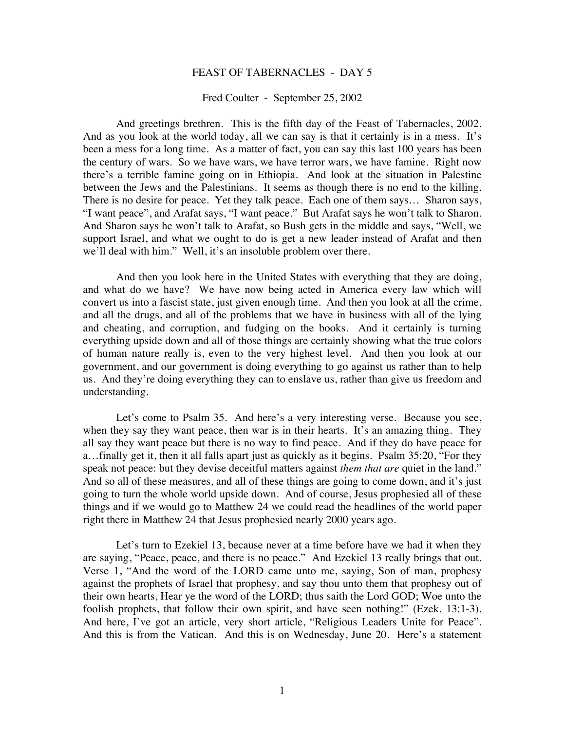# FEAST OF TABERNACLES - DAY 5

Fred Coulter - September 25, 2002

And greetings brethren. This is the fifth day of the Feast of Tabernacles, 2002. And as you look at the world today, all we can say is that it certainly is in a mess. It's been a mess for a long time. As a matter of fact, you can say this last 100 years has been the century of wars. So we have wars, we have terror wars, we have famine. Right now there's a terrible famine going on in Ethiopia. And look at the situation in Palestine between the Jews and the Palestinians. It seems as though there is no end to the killing. There is no desire for peace. Yet they talk peace. Each one of them says… Sharon says, "I want peace", and Arafat says, "I want peace." But Arafat says he won't talk to Sharon. And Sharon says he won't talk to Arafat, so Bush gets in the middle and says, "Well, we support Israel, and what we ought to do is get a new leader instead of Arafat and then we'll deal with him." Well, it's an insoluble problem over there.

And then you look here in the United States with everything that they are doing, and what do we have? We have now being acted in America every law which will convert us into a fascist state, just given enough time. And then you look at all the crime, and all the drugs, and all of the problems that we have in business with all of the lying and cheating, and corruption, and fudging on the books. And it certainly is turning everything upside down and all of those things are certainly showing what the true colors of human nature really is, even to the very highest level. And then you look at our government, and our government is doing everything to go against us rather than to help us. And they're doing everything they can to enslave us, rather than give us freedom and understanding.

Let's come to Psalm 35. And here's a very interesting verse. Because you see, when they say they want peace, then war is in their hearts. It's an amazing thing. They all say they want peace but there is no way to find peace. And if they do have peace for a…finally get it, then it all falls apart just as quickly as it begins. Psalm 35:20, "For they speak not peace: but they devise deceitful matters against *them that are* quiet in the land." And so all of these measures, and all of these things are going to come down, and it's just going to turn the whole world upside down. And of course, Jesus prophesied all of these things and if we would go to Matthew 24 we could read the headlines of the world paper right there in Matthew 24 that Jesus prophesied nearly 2000 years ago.

Let's turn to Ezekiel 13, because never at a time before have we had it when they are saying, "Peace, peace, and there is no peace." And Ezekiel 13 really brings that out. Verse 1, "And the word of the LORD came unto me, saying, Son of man, prophesy against the prophets of Israel that prophesy, and say thou unto them that prophesy out of their own hearts, Hear ye the word of the LORD; thus saith the Lord GOD; Woe unto the foolish prophets, that follow their own spirit, and have seen nothing!" (Ezek. 13:1-3). And here, I've got an article, very short article, "Religious Leaders Unite for Peace". And this is from the Vatican. And this is on Wednesday, June 20. Here's a statement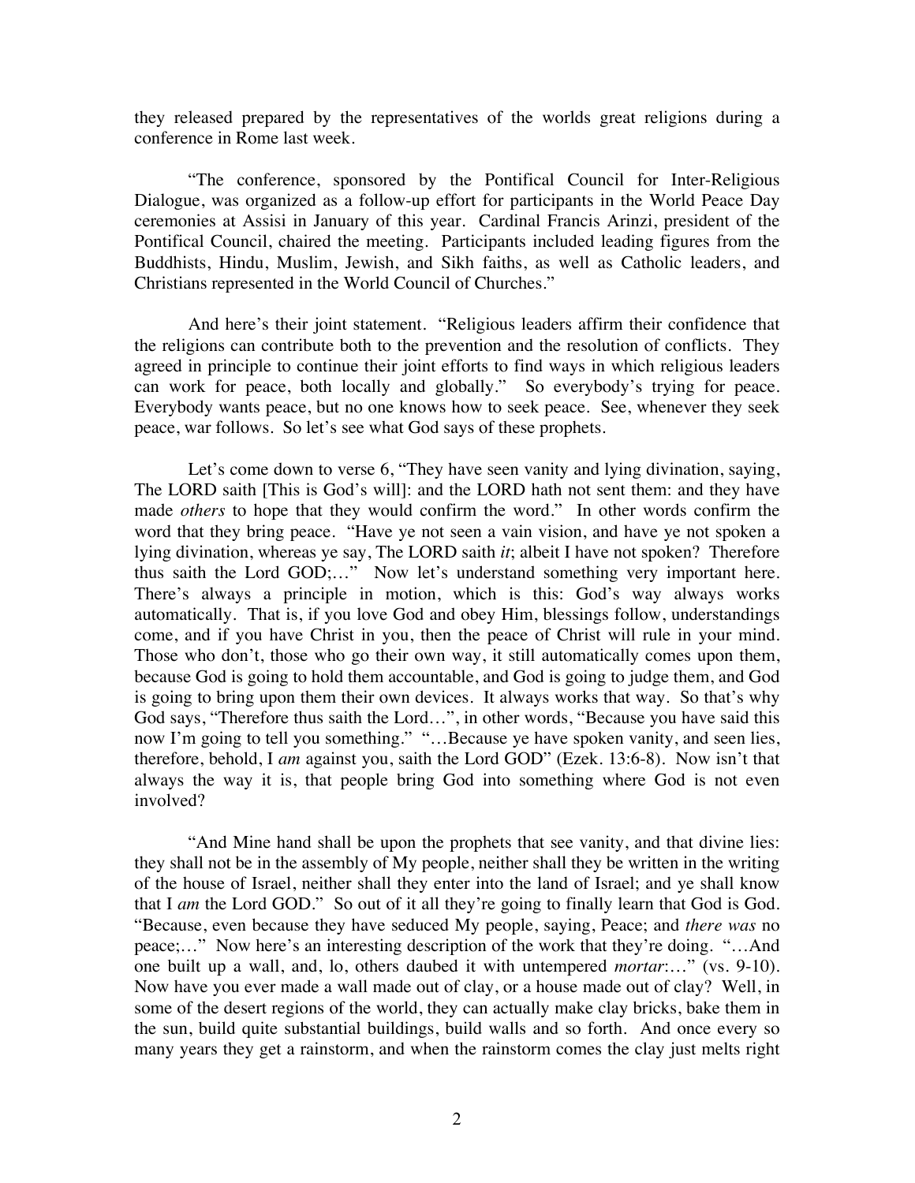they released prepared by the representatives of the worlds great religions during a conference in Rome last week.

"The conference, sponsored by the Pontifical Council for Inter-Religious Dialogue, was organized as a follow-up effort for participants in the World Peace Day ceremonies at Assisi in January of this year. Cardinal Francis Arinzi, president of the Pontifical Council, chaired the meeting. Participants included leading figures from the Buddhists, Hindu, Muslim, Jewish, and Sikh faiths, as well as Catholic leaders, and Christians represented in the World Council of Churches."

And here's their joint statement. "Religious leaders affirm their confidence that the religions can contribute both to the prevention and the resolution of conflicts. They agreed in principle to continue their joint efforts to find ways in which religious leaders can work for peace, both locally and globally." So everybody's trying for peace. Everybody wants peace, but no one knows how to seek peace. See, whenever they seek peace, war follows. So let's see what God says of these prophets.

Let's come down to verse 6, "They have seen vanity and lying divination, saying, The LORD saith [This is God's will]: and the LORD hath not sent them: and they have made *others* to hope that they would confirm the word." In other words confirm the word that they bring peace. "Have ye not seen a vain vision, and have ye not spoken a lying divination, whereas ye say, The LORD saith *it*; albeit I have not spoken? Therefore thus saith the Lord GOD;…" Now let's understand something very important here. There's always a principle in motion, which is this: God's way always works automatically. That is, if you love God and obey Him, blessings follow, understandings come, and if you have Christ in you, then the peace of Christ will rule in your mind. Those who don't, those who go their own way, it still automatically comes upon them, because God is going to hold them accountable, and God is going to judge them, and God is going to bring upon them their own devices. It always works that way. So that's why God says, "Therefore thus saith the Lord…", in other words, "Because you have said this now I'm going to tell you something." "…Because ye have spoken vanity, and seen lies, therefore, behold, I *am* against you, saith the Lord GOD" (Ezek. 13:6-8). Now isn't that always the way it is, that people bring God into something where God is not even involved?

"And Mine hand shall be upon the prophets that see vanity, and that divine lies: they shall not be in the assembly of My people, neither shall they be written in the writing of the house of Israel, neither shall they enter into the land of Israel; and ye shall know that I *am* the Lord GOD." So out of it all they're going to finally learn that God is God. "Because, even because they have seduced My people, saying, Peace; and *there was* no peace;…" Now here's an interesting description of the work that they're doing. "…And one built up a wall, and, lo, others daubed it with untempered *mortar*:…" (vs. 9-10). Now have you ever made a wall made out of clay, or a house made out of clay? Well, in some of the desert regions of the world, they can actually make clay bricks, bake them in the sun, build quite substantial buildings, build walls and so forth. And once every so many years they get a rainstorm, and when the rainstorm comes the clay just melts right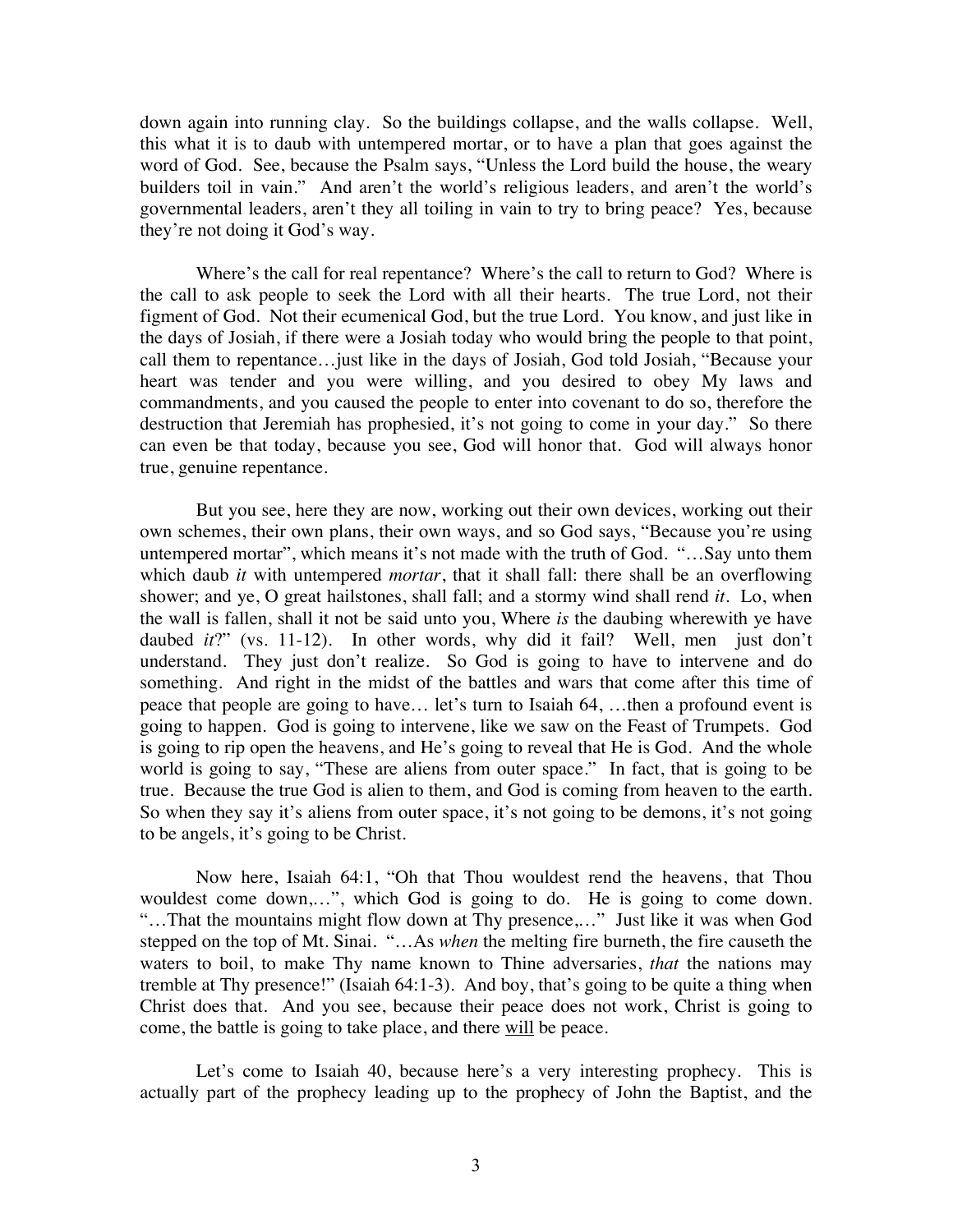down again into running clay. So the buildings collapse, and the walls collapse. Well, this what it is to daub with untempered mortar, or to have a plan that goes against the word of God. See, because the Psalm says, "Unless the Lord build the house, the weary builders toil in vain." And aren't the world's religious leaders, and aren't the world's governmental leaders, aren't they all toiling in vain to try to bring peace? Yes, because they're not doing it God's way.

Where's the call for real repentance? Where's the call to return to God? Where is the call to ask people to seek the Lord with all their hearts. The true Lord, not their figment of God. Not their ecumenical God, but the true Lord. You know, and just like in the days of Josiah, if there were a Josiah today who would bring the people to that point, call them to repentance…just like in the days of Josiah, God told Josiah, "Because your heart was tender and you were willing, and you desired to obey My laws and commandments, and you caused the people to enter into covenant to do so, therefore the destruction that Jeremiah has prophesied, it's not going to come in your day." So there can even be that today, because you see, God will honor that. God will always honor true, genuine repentance.

But you see, here they are now, working out their own devices, working out their own schemes, their own plans, their own ways, and so God says, "Because you're using untempered mortar", which means it's not made with the truth of God. "…Say unto them which daub *it* with untempered *mortar*, that it shall fall: there shall be an overflowing shower; and ye, O great hailstones, shall fall; and a stormy wind shall rend *it*. Lo, when the wall is fallen, shall it not be said unto you, Where *is* the daubing wherewith ye have daubed *it*?" (vs. 11-12). In other words, why did it fail? Well, men just don't understand. They just don't realize. So God is going to have to intervene and do something. And right in the midst of the battles and wars that come after this time of peace that people are going to have… let's turn to Isaiah 64, …then a profound event is going to happen. God is going to intervene, like we saw on the Feast of Trumpets. God is going to rip open the heavens, and He's going to reveal that He is God. And the whole world is going to say, "These are aliens from outer space." In fact, that is going to be true. Because the true God is alien to them, and God is coming from heaven to the earth. So when they say it's aliens from outer space, it's not going to be demons, it's not going to be angels, it's going to be Christ.

Now here, Isaiah 64:1, "Oh that Thou wouldest rend the heavens, that Thou wouldest come down,…", which God is going to do. He is going to come down. "…That the mountains might flow down at Thy presence,…" Just like it was when God stepped on the top of Mt. Sinai. "…As *when* the melting fire burneth, the fire causeth the waters to boil, to make Thy name known to Thine adversaries, *that* the nations may tremble at Thy presence!" (Isaiah 64:1-3). And boy, that's going to be quite a thing when Christ does that. And you see, because their peace does not work, Christ is going to come, the battle is going to take place, and there <u>will</u> be peace.

Let's come to Isaiah 40, because here's a very interesting prophecy. This is actually part of the prophecy leading up to the prophecy of John the Baptist, and the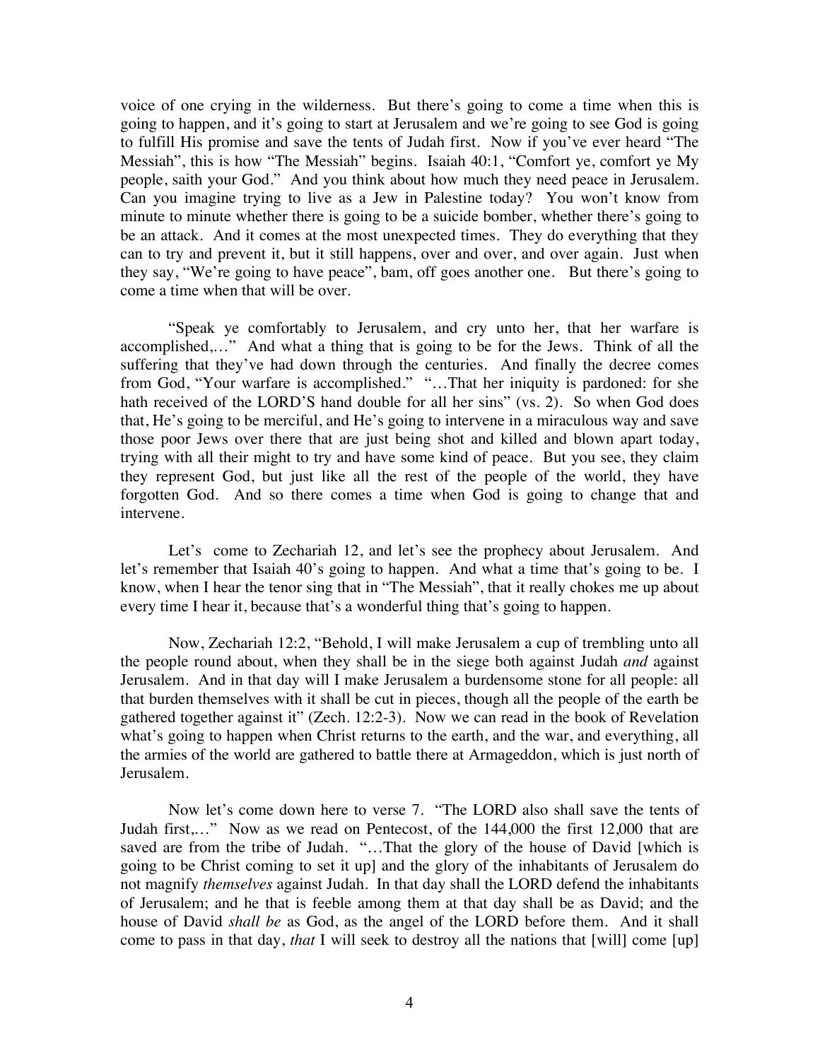voice of one crying in the wilderness. But there's going to come a time when this is going to happen, and it's going to start at Jerusalem and we're going to see God is going to fulfill His promise and save the tents of Judah first. Now if you've ever heard "The Messiah", this is how "The Messiah" begins. Isaiah 40:1, "Comfort ye, comfort ye My people, saith your God." And you think about how much they need peace in Jerusalem. Can you imagine trying to live as a Jew in Palestine today? You won't know from minute to minute whether there is going to be a suicide bomber, whether there's going to be an attack. And it comes at the most unexpected times. They do everything that they can to try and prevent it, but it still happens, over and over, and over again. Just when they say, "We're going to have peace", bam, off goes another one. But there's going to come a time when that will be over.

"Speak ye comfortably to Jerusalem, and cry unto her, that her warfare is accomplished,…" And what a thing that is going to be for the Jews. Think of all the suffering that they've had down through the centuries. And finally the decree comes from God, "Your warfare is accomplished." "…That her iniquity is pardoned: for she hath received of the LORD'S hand double for all her sins" (vs. 2). So when God does that, He's going to be merciful, and He's going to intervene in a miraculous way and save those poor Jews over there that are just being shot and killed and blown apart today, trying with all their might to try and have some kind of peace. But you see, they claim they represent God, but just like all the rest of the people of the world, they have forgotten God. And so there comes a time when God is going to change that and intervene.

Let's come to Zechariah 12, and let's see the prophecy about Jerusalem. And let's remember that Isaiah 40's going to happen. And what a time that's going to be. I know, when I hear the tenor sing that in "The Messiah", that it really chokes me up about every time I hear it, because that's a wonderful thing that's going to happen.

Now, Zechariah 12:2, "Behold, I will make Jerusalem a cup of trembling unto all the people round about, when they shall be in the siege both against Judah *and* against Jerusalem. And in that day will I make Jerusalem a burdensome stone for all people: all that burden themselves with it shall be cut in pieces, though all the people of the earth be gathered together against it" (Zech. 12:2-3). Now we can read in the book of Revelation what's going to happen when Christ returns to the earth, and the war, and everything, all the armies of the world are gathered to battle there at Armageddon, which is just north of Jerusalem.

Now let's come down here to verse 7. "The LORD also shall save the tents of Judah first,…" Now as we read on Pentecost, of the 144,000 the first 12,000 that are saved are from the tribe of Judah. "…That the glory of the house of David [which is going to be Christ coming to set it up] and the glory of the inhabitants of Jerusalem do not magnify *themselves* against Judah. In that day shall the LORD defend the inhabitants of Jerusalem; and he that is feeble among them at that day shall be as David; and the house of David *shall be* as God, as the angel of the LORD before them. And it shall come to pass in that day, *that* I will seek to destroy all the nations that [will] come [up]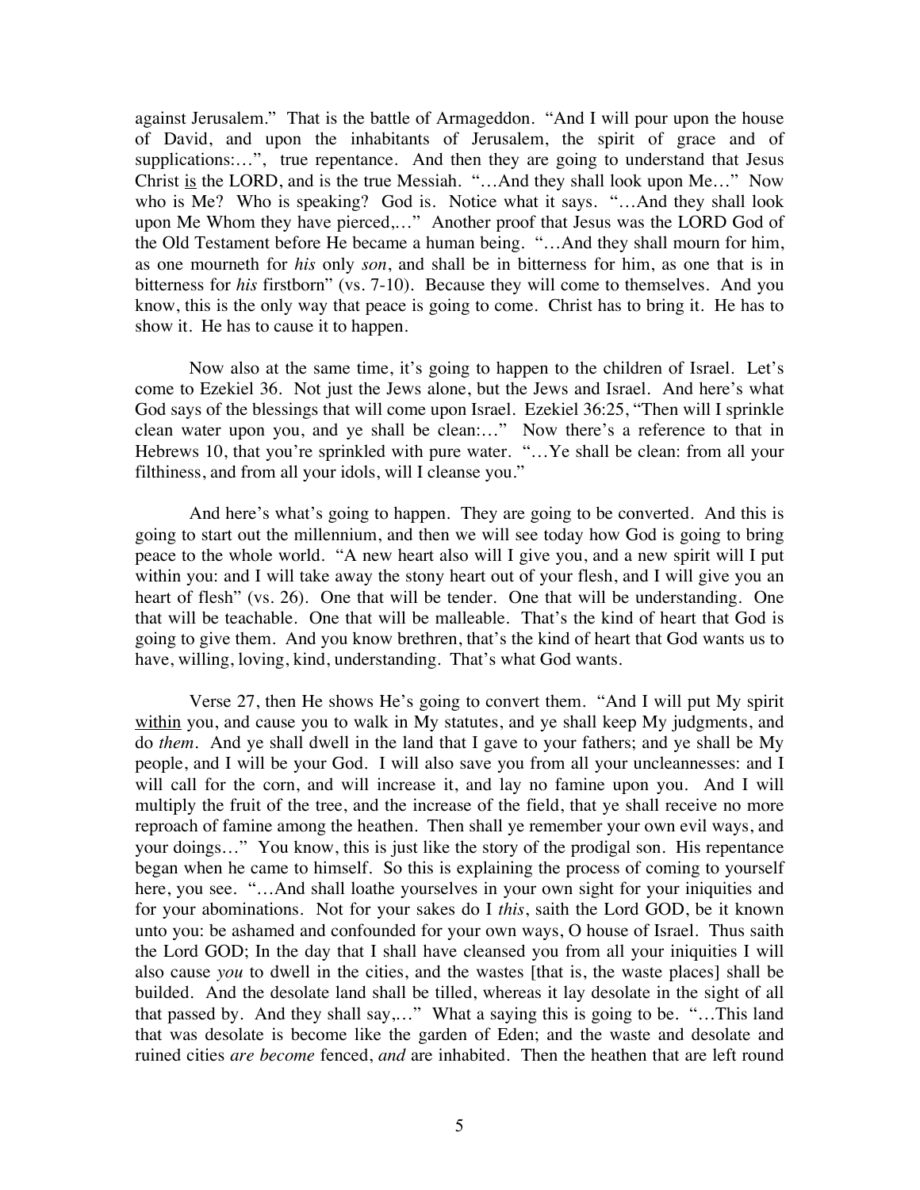against Jerusalem." That is the battle of Armageddon. "And I will pour upon the house of David, and upon the inhabitants of Jerusalem, the spirit of grace and of supplications:…", true repentance. And then they are going to understand that Jesus Christ is the LORD, and is the true Messiah. "…And they shall look upon Me…" Now who is Me? Who is speaking? God is. Notice what it says. "…And they shall look upon Me Whom they have pierced,…" Another proof that Jesus was the LORD God of the Old Testament before He became a human being. "…And they shall mourn for him, as one mourneth for *his* only *son*, and shall be in bitterness for him, as one that is in bitterness for *his* firstborn" (vs. 7-10). Because they will come to themselves. And you know, this is the only way that peace is going to come. Christ has to bring it. He has to show it. He has to cause it to happen.

Now also at the same time, it's going to happen to the children of Israel. Let's come to Ezekiel 36. Not just the Jews alone, but the Jews and Israel. And here's what God says of the blessings that will come upon Israel. Ezekiel 36:25, "Then will I sprinkle clean water upon you, and ye shall be clean:…" Now there's a reference to that in Hebrews 10, that you're sprinkled with pure water. "…Ye shall be clean: from all your filthiness, and from all your idols, will I cleanse you."

And here's what's going to happen. They are going to be converted. And this is going to start out the millennium, and then we will see today how God is going to bring peace to the whole world. "A new heart also will I give you, and a new spirit will I put within you: and I will take away the stony heart out of your flesh, and I will give you an heart of flesh" (vs. 26). One that will be tender. One that will be understanding. One that will be teachable. One that will be malleable. That's the kind of heart that God is going to give them. And you know brethren, that's the kind of heart that God wants us to have, willing, loving, kind, understanding. That's what God wants.

Verse 27, then He shows He's going to convert them. "And I will put My spirit within you, and cause you to walk in My statutes, and ye shall keep My judgments, and do *them*. And ye shall dwell in the land that I gave to your fathers; and ye shall be My people, and I will be your God. I will also save you from all your uncleannesses: and I will call for the corn, and will increase it, and lay no famine upon you. And I will multiply the fruit of the tree, and the increase of the field, that ye shall receive no more reproach of famine among the heathen. Then shall ye remember your own evil ways, and your doings…" You know, this is just like the story of the prodigal son. His repentance began when he came to himself. So this is explaining the process of coming to yourself here, you see. "…And shall loathe yourselves in your own sight for your iniquities and for your abominations. Not for your sakes do I *this*, saith the Lord GOD, be it known unto you: be ashamed and confounded for your own ways, O house of Israel. Thus saith the Lord GOD; In the day that I shall have cleansed you from all your iniquities I will also cause *you* to dwell in the cities, and the wastes [that is, the waste places] shall be builded. And the desolate land shall be tilled, whereas it lay desolate in the sight of all that passed by. And they shall say,…" What a saying this is going to be. "…This land that was desolate is become like the garden of Eden; and the waste and desolate and ruined cities *are become* fenced, *and* are inhabited. Then the heathen that are left round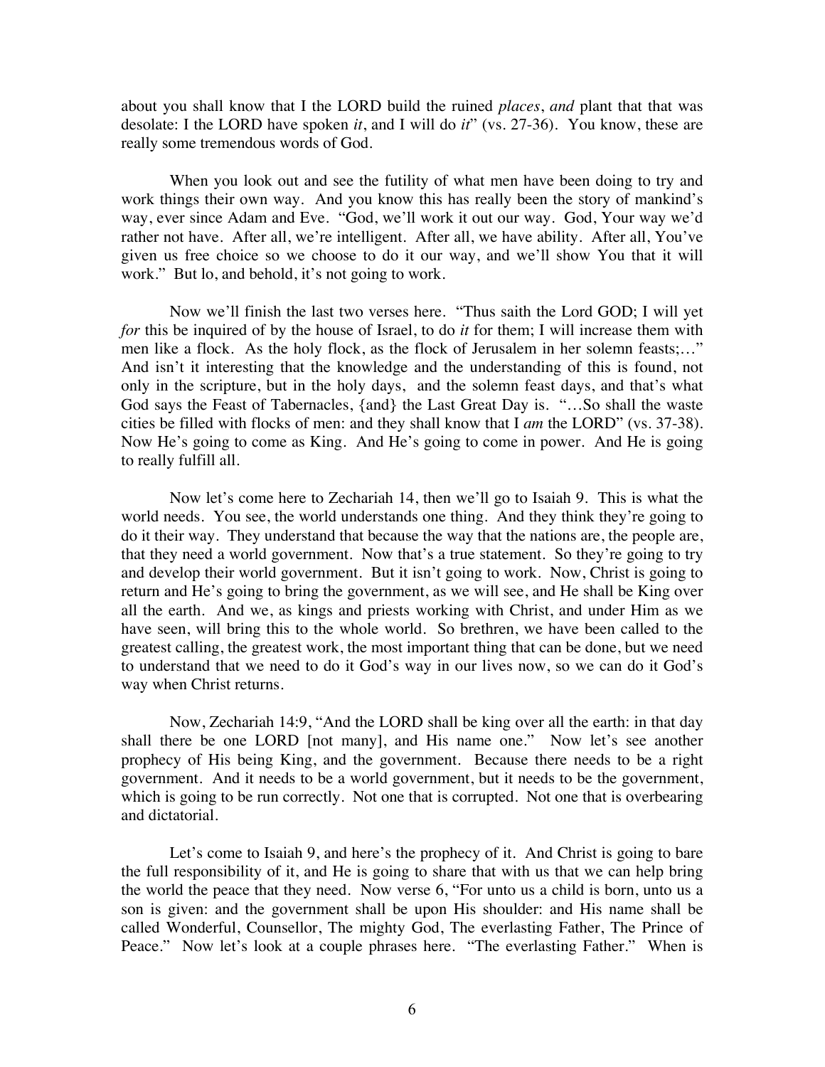about you shall know that I the LORD build the ruined *places*, *and* plant that that was desolate: I the LORD have spoken *it*, and I will do *it*" (vs. 27-36). You know, these are really some tremendous words of God.

When you look out and see the futility of what men have been doing to try and work things their own way. And you know this has really been the story of mankind's way, ever since Adam and Eve. "God, we'll work it out our way. God, Your way we'd rather not have. After all, we're intelligent. After all, we have ability. After all, You've given us free choice so we choose to do it our way, and we'll show You that it will work." But lo, and behold, it's not going to work.

Now we'll finish the last two verses here. "Thus saith the Lord GOD; I will yet *for* this be inquired of by the house of Israel, to do *it* for them; I will increase them with men like a flock. As the holy flock, as the flock of Jerusalem in her solemn feasts;…" And isn't it interesting that the knowledge and the understanding of this is found, not only in the scripture, but in the holy days, and the solemn feast days, and that's what God says the Feast of Tabernacles, {and} the Last Great Day is. "…So shall the waste cities be filled with flocks of men: and they shall know that I *am* the LORD" (vs. 37-38). Now He's going to come as King. And He's going to come in power. And He is going to really fulfill all.

Now let's come here to Zechariah 14, then we'll go to Isaiah 9. This is what the world needs. You see, the world understands one thing. And they think they're going to do it their way. They understand that because the way that the nations are, the people are, that they need a world government. Now that's a true statement. So they're going to try and develop their world government. But it isn't going to work. Now, Christ is going to return and He's going to bring the government, as we will see, and He shall be King over all the earth. And we, as kings and priests working with Christ, and under Him as we have seen, will bring this to the whole world. So brethren, we have been called to the greatest calling, the greatest work, the most important thing that can be done, but we need to understand that we need to do it God's way in our lives now, so we can do it God's way when Christ returns.

Now, Zechariah 14:9, "And the LORD shall be king over all the earth: in that day shall there be one LORD [not many], and His name one." Now let's see another prophecy of His being King, and the government. Because there needs to be a right government. And it needs to be a world government, but it needs to be the government, which is going to be run correctly. Not one that is corrupted. Not one that is overbearing and dictatorial.

Let's come to Isaiah 9, and here's the prophecy of it. And Christ is going to bare the full responsibility of it, and He is going to share that with us that we can help bring the world the peace that they need. Now verse 6, "For unto us a child is born, unto us a son is given: and the government shall be upon His shoulder: and His name shall be called Wonderful, Counsellor, The mighty God, The everlasting Father, The Prince of Peace." Now let's look at a couple phrases here. "The everlasting Father." When is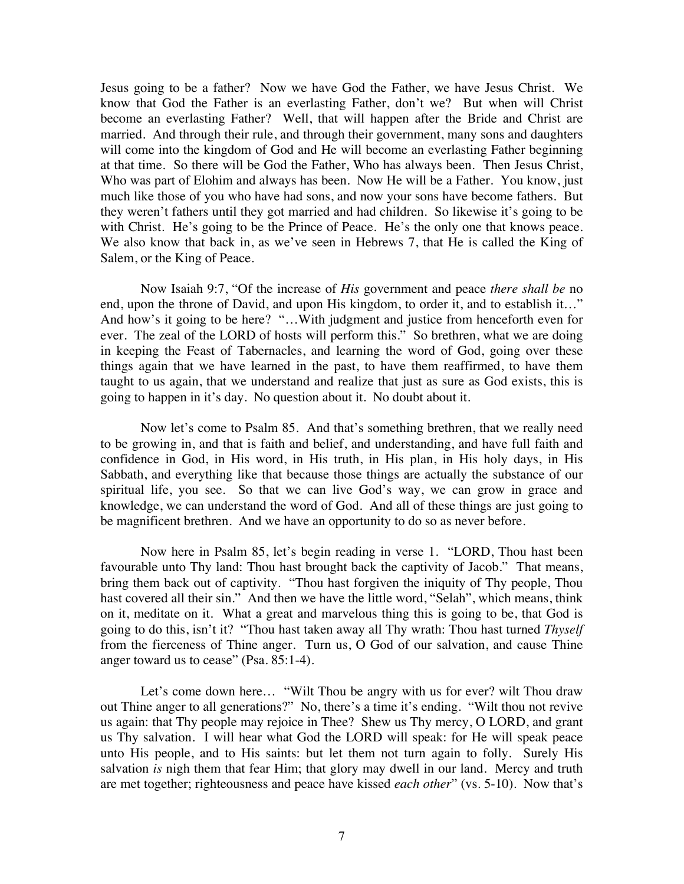Jesus going to be a father? Now we have God the Father, we have Jesus Christ. We know that God the Father is an everlasting Father, don't we? But when will Christ become an everlasting Father? Well, that will happen after the Bride and Christ are married. And through their rule, and through their government, many sons and daughters will come into the kingdom of God and He will become an everlasting Father beginning at that time. So there will be God the Father, Who has always been. Then Jesus Christ, Who was part of Elohim and always has been. Now He will be a Father. You know, just much like those of you who have had sons, and now your sons have become fathers. But they weren't fathers until they got married and had children. So likewise it's going to be with Christ. He's going to be the Prince of Peace. He's the only one that knows peace. We also know that back in, as we've seen in Hebrews 7, that He is called the King of Salem, or the King of Peace.

Now Isaiah 9:7, "Of the increase of *His* government and peace *there shall be* no end, upon the throne of David, and upon His kingdom, to order it, and to establish it…" And how's it going to be here? "…With judgment and justice from henceforth even for ever. The zeal of the LORD of hosts will perform this." So brethren, what we are doing in keeping the Feast of Tabernacles, and learning the word of God, going over these things again that we have learned in the past, to have them reaffirmed, to have them taught to us again, that we understand and realize that just as sure as God exists, this is going to happen in it's day. No question about it. No doubt about it.

Now let's come to Psalm 85. And that's something brethren, that we really need to be growing in, and that is faith and belief, and understanding, and have full faith and confidence in God, in His word, in His truth, in His plan, in His holy days, in His Sabbath, and everything like that because those things are actually the substance of our spiritual life, you see. So that we can live God's way, we can grow in grace and knowledge, we can understand the word of God. And all of these things are just going to be magnificent brethren. And we have an opportunity to do so as never before.

Now here in Psalm 85, let's begin reading in verse 1. "LORD, Thou hast been favourable unto Thy land: Thou hast brought back the captivity of Jacob." That means, bring them back out of captivity. "Thou hast forgiven the iniquity of Thy people, Thou hast covered all their sin." And then we have the little word, "Selah", which means, think on it, meditate on it. What a great and marvelous thing this is going to be, that God is going to do this, isn't it? "Thou hast taken away all Thy wrath: Thou hast turned *Thyself* from the fierceness of Thine anger. Turn us, O God of our salvation, and cause Thine anger toward us to cease" (Psa. 85:1-4).

Let's come down here… "Wilt Thou be angry with us for ever? wilt Thou draw out Thine anger to all generations?" No, there's a time it's ending. "Wilt thou not revive us again: that Thy people may rejoice in Thee? Shew us Thy mercy, O LORD, and grant us Thy salvation. I will hear what God the LORD will speak: for He will speak peace unto His people, and to His saints: but let them not turn again to folly. Surely His salvation *is* nigh them that fear Him; that glory may dwell in our land. Mercy and truth are met together; righteousness and peace have kissed *each other*" (vs. 5-10). Now that's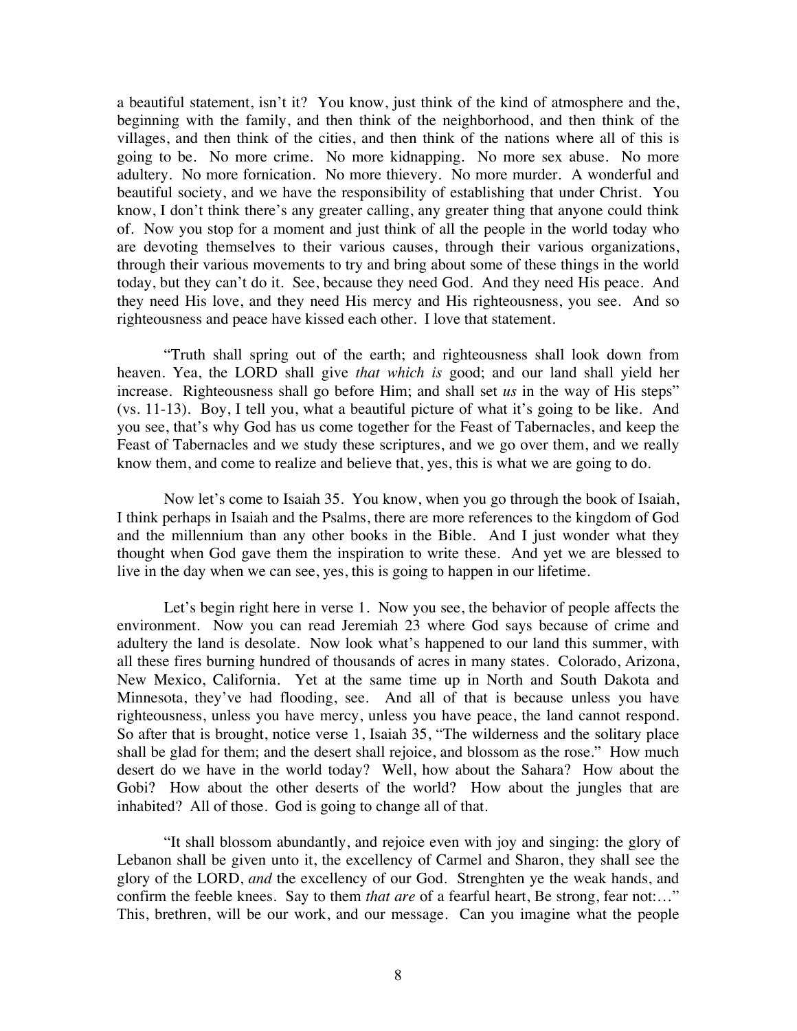a beautiful statement, isn't it? You know, just think of the kind of atmosphere and the, beginning with the family, and then think of the neighborhood, and then think of the villages, and then think of the cities, and then think of the nations where all of this is going to be. No more crime. No more kidnapping. No more sex abuse. No more adultery. No more fornication. No more thievery. No more murder. A wonderful and beautiful society, and we have the responsibility of establishing that under Christ. You know, I don't think there's any greater calling, any greater thing that anyone could think of. Now you stop for a moment and just think of all the people in the world today who are devoting themselves to their various causes, through their various organizations, through their various movements to try and bring about some of these things in the world today, but they can't do it. See, because they need God. And they need His peace. And they need His love, and they need His mercy and His righteousness, you see. And so righteousness and peace have kissed each other. I love that statement.

"Truth shall spring out of the earth; and righteousness shall look down from heaven. Yea, the LORD shall give *that which is* good; and our land shall yield her increase. Righteousness shall go before Him; and shall set *us* in the way of His steps" (vs. 11-13). Boy, I tell you, what a beautiful picture of what it's going to be like. And you see, that's why God has us come together for the Feast of Tabernacles, and keep the Feast of Tabernacles and we study these scriptures, and we go over them, and we really know them, and come to realize and believe that, yes, this is what we are going to do.

Now let's come to Isaiah 35. You know, when you go through the book of Isaiah, I think perhaps in Isaiah and the Psalms, there are more references to the kingdom of God and the millennium than any other books in the Bible. And I just wonder what they thought when God gave them the inspiration to write these. And yet we are blessed to live in the day when we can see, yes, this is going to happen in our lifetime.

Let's begin right here in verse 1. Now you see, the behavior of people affects the environment. Now you can read Jeremiah 23 where God says because of crime and adultery the land is desolate. Now look what's happened to our land this summer, with all these fires burning hundred of thousands of acres in many states. Colorado, Arizona, New Mexico, California. Yet at the same time up in North and South Dakota and Minnesota, they've had flooding, see. And all of that is because unless you have righteousness, unless you have mercy, unless you have peace, the land cannot respond. So after that is brought, notice verse 1, Isaiah 35, "The wilderness and the solitary place shall be glad for them; and the desert shall rejoice, and blossom as the rose." How much desert do we have in the world today? Well, how about the Sahara? How about the Gobi? How about the other deserts of the world? How about the jungles that are inhabited? All of those. God is going to change all of that.

"It shall blossom abundantly, and rejoice even with joy and singing: the glory of Lebanon shall be given unto it, the excellency of Carmel and Sharon, they shall see the glory of the LORD, *and* the excellency of our God. Strenghten ye the weak hands, and confirm the feeble knees. Say to them *that are* of a fearful heart, Be strong, fear not:…" This, brethren, will be our work, and our message. Can you imagine what the people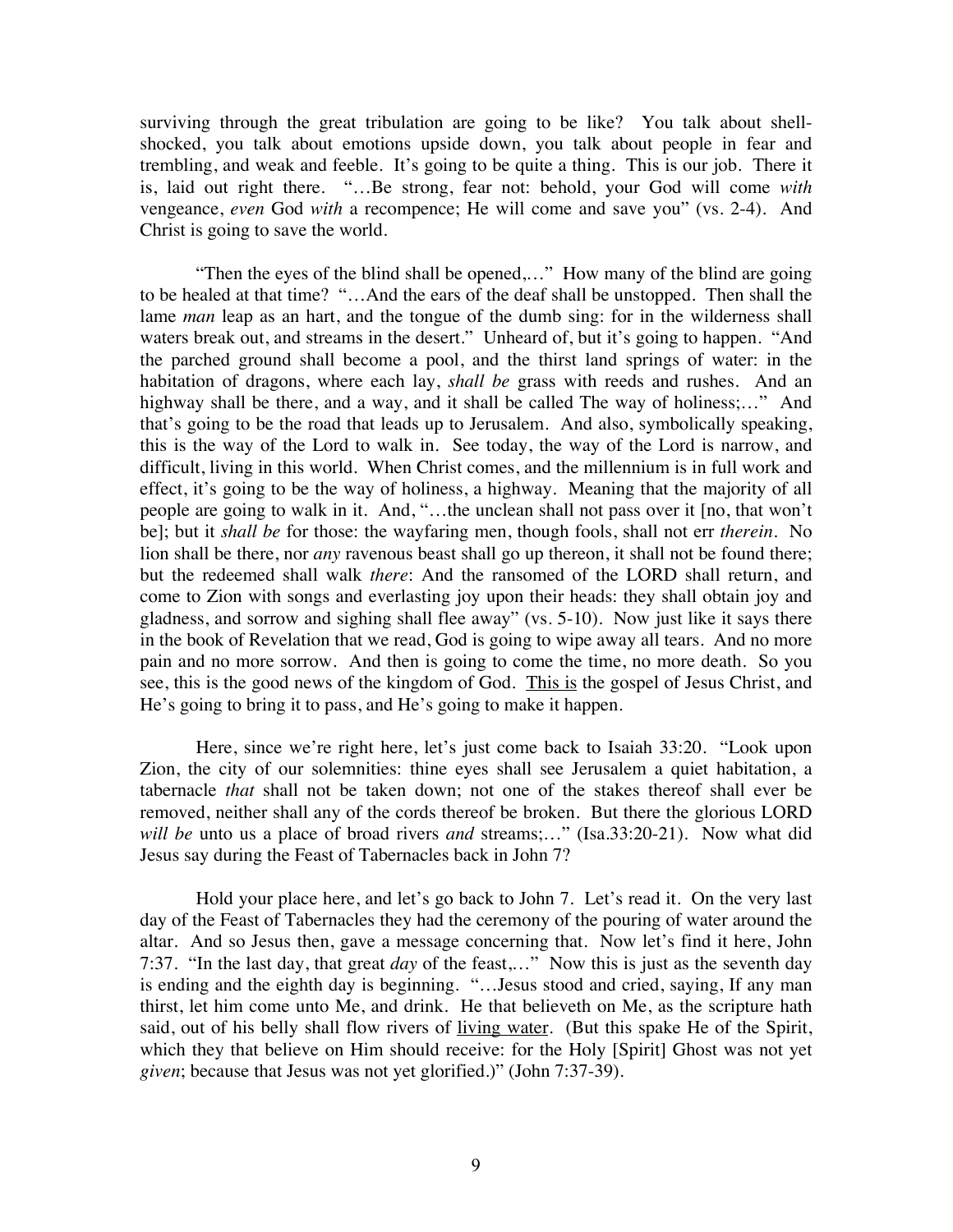surviving through the great tribulation are going to be like? You talk about shell-shocked, you talk about emotions upside down, you talk about people in fear and trembling, and weak and feeble. It's going to be quite a thing. This is our job. There it is, laid out right there. "…Be strong, fear not: behold, your God will come *with* vengeance, *even* God *with* a recompence; He will come and save you" (vs. 2-4). And Christ is going to save the world.

"Then the eyes of the blind shall be opened,…" How many of the blind are going to be healed at that time? "…And the ears of the deaf shall be unstopped. Then shall the lame *man* leap as an hart, and the tongue of the dumb sing: for in the wilderness shall waters break out, and streams in the desert." Unheard of, but it's going to happen. "And the parched ground shall become a pool, and the thirst land springs of water: in the habitation of dragons, where each lay, *shall be* grass with reeds and rushes. And an highway shall be there, and a way, and it shall be called The way of holiness;…" And that's going to be the road that leads up to Jerusalem. And also, symbolically speaking, this is the way of the Lord to walk in. See today, the way of the Lord is narrow, and difficult, living in this world. When Christ comes, and the millennium is in full work and effect, it's going to be the way of holiness, a highway. Meaning that the majority of all people are going to walk in it. And, "…the unclean shall not pass over it [no, that won't be]; but it *shall be* for those: the wayfaring men, though fools, shall not err *therein*. No lion shall be there, nor *any* ravenous beast shall go up thereon, it shall not be found there; but the redeemed shall walk *there*: And the ransomed of the LORD shall return, and come to Zion with songs and everlasting joy upon their heads: they shall obtain joy and gladness, and sorrow and sighing shall flee away" (vs. 5-10). Now just like it says there in the book of Revelation that we read, God is going to wipe away all tears. And no more pain and no more sorrow. And then is going to come the time, no more death. So you see, this is the good news of the kingdom of God. <u>This is</u> the gospel of Jesus Christ, and He's going to bring it to pass, and He's going to make it happen.

Here, since we're right here, let's just come back to Isaiah 33:20. "Look upon Zion, the city of our solemnities: thine eyes shall see Jerusalem a quiet habitation, a tabernacle *that* shall not be taken down; not one of the stakes thereof shall ever be removed, neither shall any of the cords thereof be broken. But there the glorious LORD *will be* unto us a place of broad rivers *and* streams;…" (Isa.33:20-21). Now what did Jesus say during the Feast of Tabernacles back in John 7?

Hold your place here, and let's go back to John 7. Let's read it. On the very last day of the Feast of Tabernacles they had the ceremony of the pouring of water around the altar. And so Jesus then, gave a message concerning that. Now let's find it here, John 7:37. "In the last day, that great *day* of the feast,…" Now this is just as the seventh day is ending and the eighth day is beginning. "…Jesus stood and cried, saying, If any man thirst, let him come unto Me, and drink. He that believeth on Me, as the scripture hath said, out of his belly shall flow rivers of <u>living water</u>. (But this spake He of the Spirit, which they that believe on Him should receive: for the Holy [Spirit] Ghost was not yet *given*; because that Jesus was not yet glorified.)" (John 7:37-39).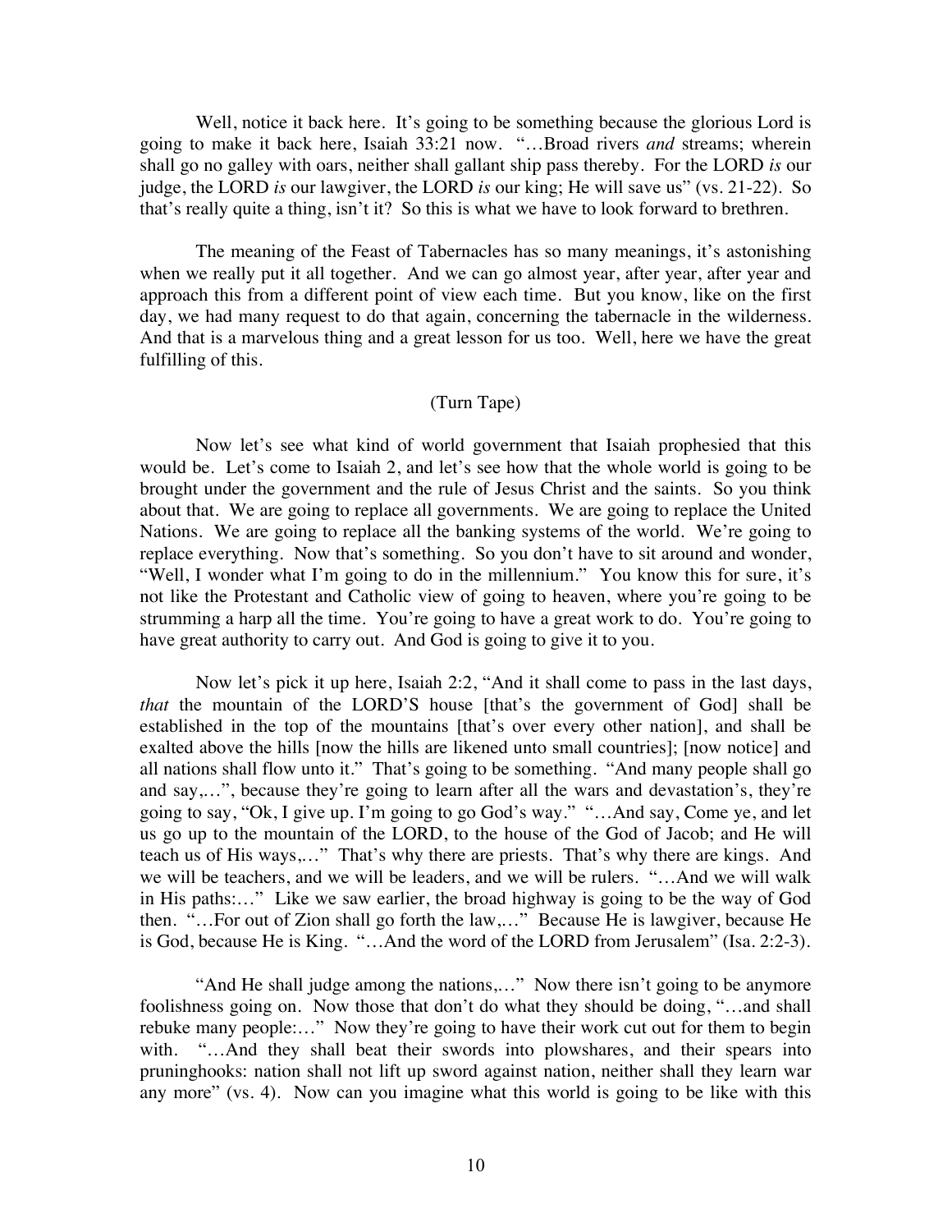Well, notice it back here. It's going to be something because the glorious Lord is going to make it back here, Isaiah 33:21 now. "…Broad rivers *and* streams; wherein shall go no galley with oars, neither shall gallant ship pass thereby. For the LORD *is* our judge, the LORD *is* our lawgiver, the LORD *is* our king; He will save us" (vs. 21-22). So that's really quite a thing, isn't it? So this is what we have to look forward to brethren.

The meaning of the Feast of Tabernacles has so many meanings, it's astonishing when we really put it all together. And we can go almost year, after year, after year and approach this from a different point of view each time. But you know, like on the first day, we had many request to do that again, concerning the tabernacle in the wilderness. And that is a marvelous thing and a great lesson for us too. Well, here we have the great fulfilling of this.

(Turn Tape)

Now let's see what kind of world government that Isaiah prophesied that this would be. Let's come to Isaiah 2, and let's see how that the whole world is going to be brought under the government and the rule of Jesus Christ and the saints. So you think about that. We are going to replace all governments. We are going to replace the United Nations. We are going to replace all the banking systems of the world. We're going to replace everything. Now that's something. So you don't have to sit around and wonder, "Well, I wonder what I'm going to do in the millennium." You know this for sure, it's not like the Protestant and Catholic view of going to heaven, where you're going to be strumming a harp all the time. You're going to have a great work to do. You're going to have great authority to carry out. And God is going to give it to you.

Now let's pick it up here, Isaiah 2:2, "And it shall come to pass in the last days, *that* the mountain of the LORD'S house [that's the government of God] shall be established in the top of the mountains [that's over every other nation], and shall be exalted above the hills [now the hills are likened unto small countries]; [now notice] and all nations shall flow unto it." That's going to be something. "And many people shall go and say,…", because they're going to learn after all the wars and devastation's, they're going to say, "Ok, I give up. I'm going to go God's way." "…And say, Come ye, and let us go up to the mountain of the LORD, to the house of the God of Jacob; and He will teach us of His ways,…" That's why there are priests. That's why there are kings. And we will be teachers, and we will be leaders, and we will be rulers. "…And we will walk in His paths:…" Like we saw earlier, the broad highway is going to be the way of God then. "…For out of Zion shall go forth the law,…" Because He is lawgiver, because He is God, because He is King. "…And the word of the LORD from Jerusalem" (Isa. 2:2-3).

"And He shall judge among the nations,…" Now there isn't going to be anymore foolishness going on. Now those that don't do what they should be doing, "…and shall rebuke many people:…" Now they're going to have their work cut out for them to begin with. "…And they shall beat their swords into plowshares, and their spears into pruninghooks: nation shall not lift up sword against nation, neither shall they learn war any more" (vs. 4). Now can you imagine what this world is going to be like with this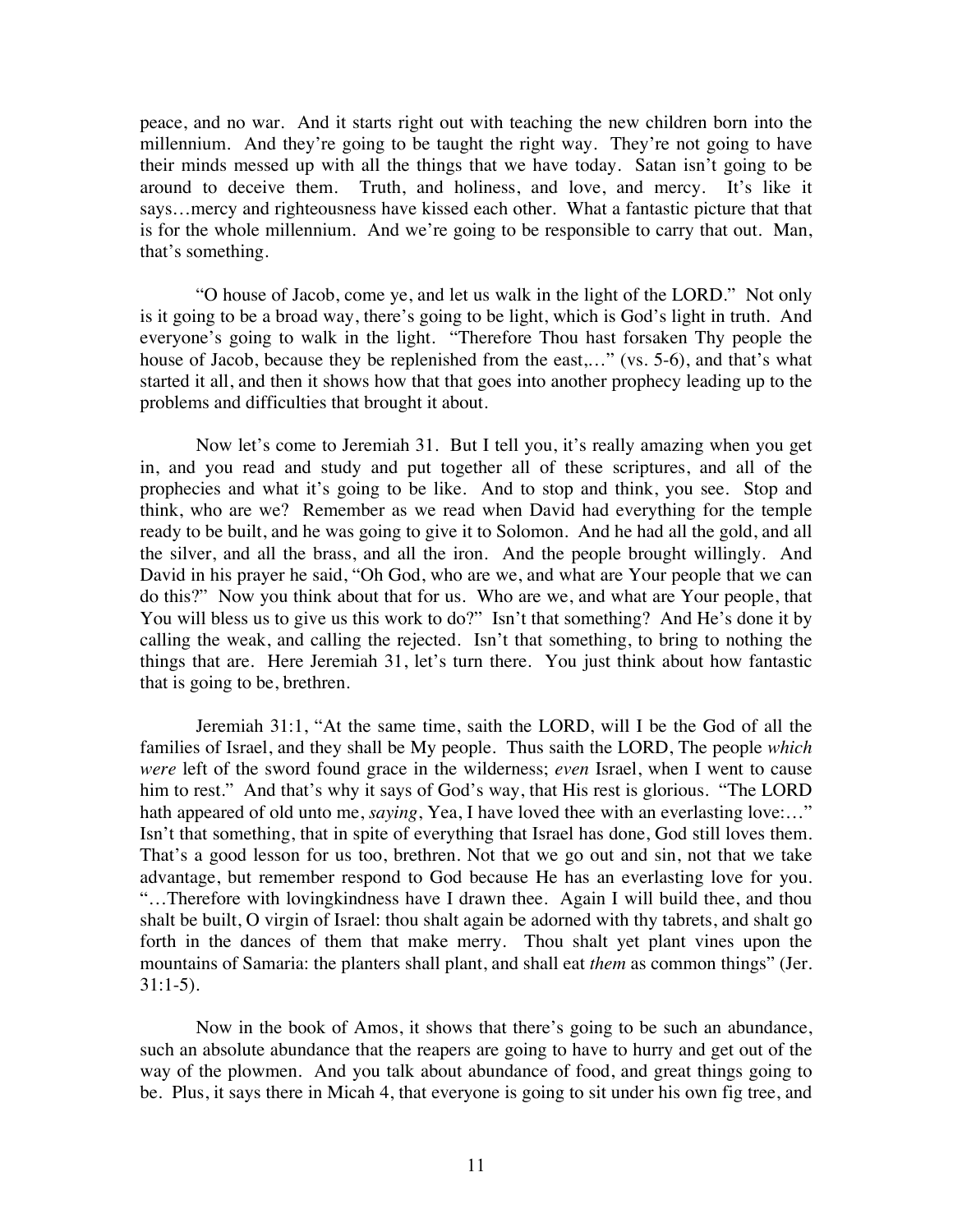peace, and no war. And it starts right out with teaching the new children born into the millennium. And they're going to be taught the right way. They're not going to have their minds messed up with all the things that we have today. Satan isn't going to be around to deceive them. Truth, and holiness, and love, and mercy. It's like it says…mercy and righteousness have kissed each other. What a fantastic picture that that is for the whole millennium. And we're going to be responsible to carry that out. Man, that's something.

"O house of Jacob, come ye, and let us walk in the light of the LORD." Not only is it going to be a broad way, there's going to be light, which is God's light in truth. And everyone's going to walk in the light. "Therefore Thou hast forsaken Thy people the house of Jacob, because they be replenished from the east,…" (vs. 5-6), and that's what started it all, and then it shows how that that goes into another prophecy leading up to the problems and difficulties that brought it about.

Now let's come to Jeremiah 31. But I tell you, it's really amazing when you get in, and you read and study and put together all of these scriptures, and all of the prophecies and what it's going to be like. And to stop and think, you see. Stop and think, who are we? Remember as we read when David had everything for the temple ready to be built, and he was going to give it to Solomon. And he had all the gold, and all the silver, and all the brass, and all the iron. And the people brought willingly. And David in his prayer he said, "Oh God, who are we, and what are Your people that we can do this?" Now you think about that for us. Who are we, and what are Your people, that You will bless us to give us this work to do?" Isn't that something? And He's done it by calling the weak, and calling the rejected. Isn't that something, to bring to nothing the things that are. Here Jeremiah 31, let's turn there. You just think about how fantastic that is going to be, brethren.

Jeremiah 31:1, "At the same time, saith the LORD, will I be the God of all the families of Israel, and they shall be My people. Thus saith the LORD, The people *which were* left of the sword found grace in the wilderness; *even* Israel, when I went to cause him to rest." And that's why it says of God's way, that His rest is glorious. "The LORD hath appeared of old unto me, *saying*, Yea, I have loved thee with an everlasting love:…" Isn't that something, that in spite of everything that Israel has done, God still loves them. That's a good lesson for us too, brethren. Not that we go out and sin, not that we take advantage, but remember respond to God because He has an everlasting love for you. "…Therefore with lovingkindness have I drawn thee. Again I will build thee, and thou shalt be built, O virgin of Israel: thou shalt again be adorned with thy tabrets, and shalt go forth in the dances of them that make merry. Thou shalt yet plant vines upon the mountains of Samaria: the planters shall plant, and shall eat *them* as common things" (Jer. 31:1-5).

Now in the book of Amos, it shows that there's going to be such an abundance, such an absolute abundance that the reapers are going to have to hurry and get out of the way of the plowmen. And you talk about abundance of food, and great things going to be. Plus, it says there in Micah 4, that everyone is going to sit under his own fig tree, and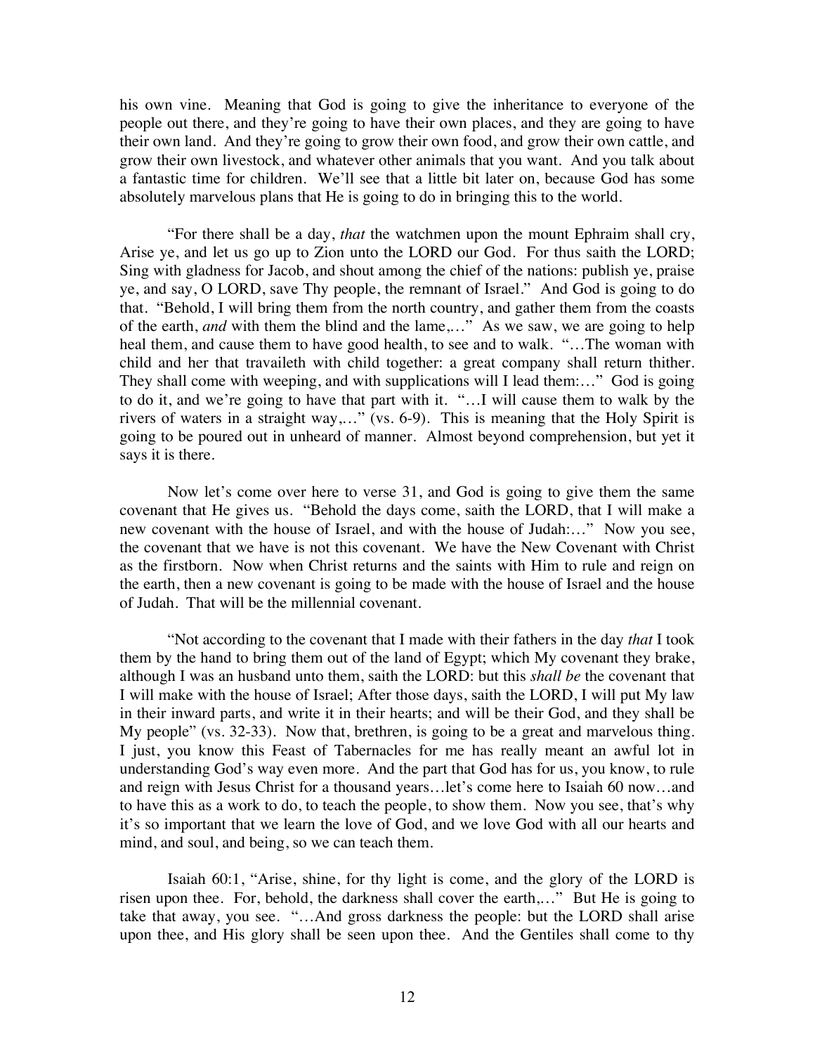his own vine. Meaning that God is going to give the inheritance to everyone of the people out there, and they're going to have their own places, and they are going to have their own land. And they're going to grow their own food, and grow their own cattle, and grow their own livestock, and whatever other animals that you want. And you talk about a fantastic time for children. We'll see that a little bit later on, because God has some absolutely marvelous plans that He is going to do in bringing this to the world.

"For there shall be a day, *that* the watchmen upon the mount Ephraim shall cry, Arise ye, and let us go up to Zion unto the LORD our God. For thus saith the LORD; Sing with gladness for Jacob, and shout among the chief of the nations: publish ye, praise ye, and say, O LORD, save Thy people, the remnant of Israel." And God is going to do that. "Behold, I will bring them from the north country, and gather them from the coasts of the earth, *and* with them the blind and the lame,…" As we saw, we are going to help heal them, and cause them to have good health, to see and to walk. "…The woman with child and her that travaileth with child together: a great company shall return thither. They shall come with weeping, and with supplications will I lead them:…" God is going to do it, and we're going to have that part with it. "…I will cause them to walk by the rivers of waters in a straight way,…" (vs. 6-9). This is meaning that the Holy Spirit is going to be poured out in unheard of manner. Almost beyond comprehension, but yet it says it is there.

Now let's come over here to verse 31, and God is going to give them the same covenant that He gives us. "Behold the days come, saith the LORD, that I will make a new covenant with the house of Israel, and with the house of Judah:…" Now you see, the covenant that we have is not this covenant. We have the New Covenant with Christ as the firstborn. Now when Christ returns and the saints with Him to rule and reign on the earth, then a new covenant is going to be made with the house of Israel and the house of Judah. That will be the millennial covenant.

"Not according to the covenant that I made with their fathers in the day *that* I took them by the hand to bring them out of the land of Egypt; which My covenant they brake, although I was an husband unto them, saith the LORD: but this *shall be* the covenant that I will make with the house of Israel; After those days, saith the LORD, I will put My law in their inward parts, and write it in their hearts; and will be their God, and they shall be My people" (vs. 32-33). Now that, brethren, is going to be a great and marvelous thing. I just, you know this Feast of Tabernacles for me has really meant an awful lot in understanding God's way even more. And the part that God has for us, you know, to rule and reign with Jesus Christ for a thousand years…let's come here to Isaiah 60 now…and to have this as a work to do, to teach the people, to show them. Now you see, that's why it's so important that we learn the love of God, and we love God with all our hearts and mind, and soul, and being, so we can teach them.

Isaiah 60:1, "Arise, shine, for thy light is come, and the glory of the LORD is risen upon thee. For, behold, the darkness shall cover the earth,…" But He is going to take that away, you see. "…And gross darkness the people: but the LORD shall arise upon thee, and His glory shall be seen upon thee. And the Gentiles shall come to thy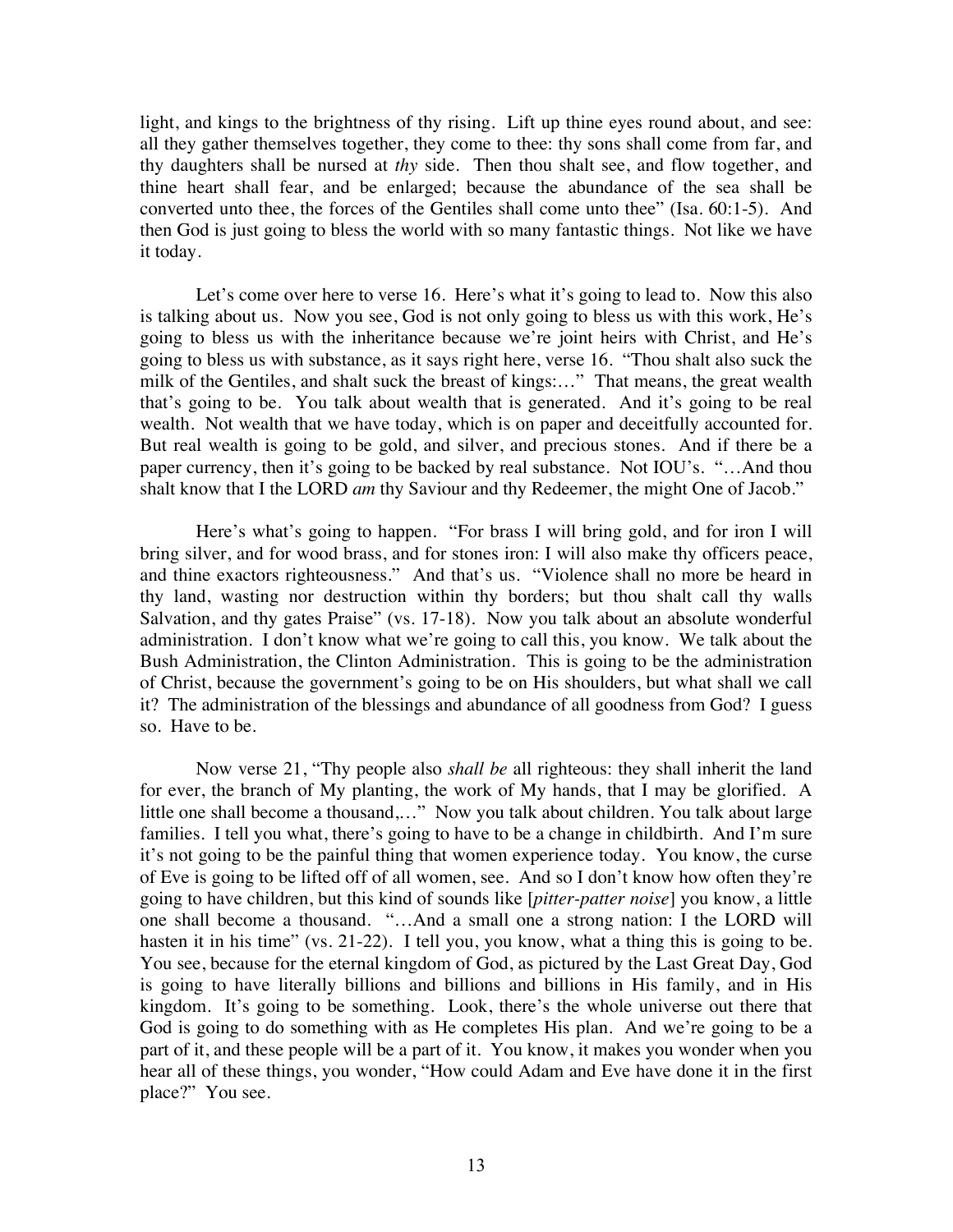light, and kings to the brightness of thy rising. Lift up thine eyes round about, and see: all they gather themselves together, they come to thee: thy sons shall come from far, and thy daughters shall be nursed at *thy* side. Then thou shalt see, and flow together, and thine heart shall fear, and be enlarged; because the abundance of the sea shall be converted unto thee, the forces of the Gentiles shall come unto thee" (Isa. 60:1-5). And then God is just going to bless the world with so many fantastic things. Not like we have it today.

Let's come over here to verse 16. Here's what it's going to lead to. Now this also is talking about us. Now you see, God is not only going to bless us with this work, He's going to bless us with the inheritance because we're joint heirs with Christ, and He's going to bless us with substance, as it says right here, verse 16. "Thou shalt also suck the milk of the Gentiles, and shalt suck the breast of kings:…" That means, the great wealth that's going to be. You talk about wealth that is generated. And it's going to be real wealth. Not wealth that we have today, which is on paper and deceitfully accounted for. But real wealth is going to be gold, and silver, and precious stones. And if there be a paper currency, then it's going to be backed by real substance. Not IOU's. "…And thou shalt know that I the LORD *am* thy Saviour and thy Redeemer, the might One of Jacob."

Here's what's going to happen. "For brass I will bring gold, and for iron I will bring silver, and for wood brass, and for stones iron: I will also make thy officers peace, and thine exactors righteousness." And that's us. "Violence shall no more be heard in thy land, wasting nor destruction within thy borders; but thou shalt call thy walls Salvation, and thy gates Praise" (vs. 17-18). Now you talk about an absolute wonderful administration. I don't know what we're going to call this, you know. We talk about the Bush Administration, the Clinton Administration. This is going to be the administration of Christ, because the government's going to be on His shoulders, but what shall we call it? The administration of the blessings and abundance of all goodness from God? I guess so. Have to be.

Now verse 21, "Thy people also *shall be* all righteous: they shall inherit the land for ever, the branch of My planting, the work of My hands, that I may be glorified. A little one shall become a thousand,…" Now you talk about children. You talk about large families. I tell you what, there's going to have to be a change in childbirth. And I'm sure it's not going to be the painful thing that women experience today. You know, the curse of Eve is going to be lifted off of all women, see. And so I don't know how often they're going to have children, but this kind of sounds like [*pitter-patter noise*] you know, a little one shall become a thousand. "…And a small one a strong nation: I the LORD will hasten it in his time" (vs. 21-22). I tell you, you know, what a thing this is going to be. You see, because for the eternal kingdom of God, as pictured by the Last Great Day, God is going to have literally billions and billions and billions in His family, and in His kingdom. It's going to be something. Look, there's the whole universe out there that God is going to do something with as He completes His plan. And we're going to be a part of it, and these people will be a part of it. You know, it makes you wonder when you hear all of these things, you wonder, "How could Adam and Eve have done it in the first place?" You see.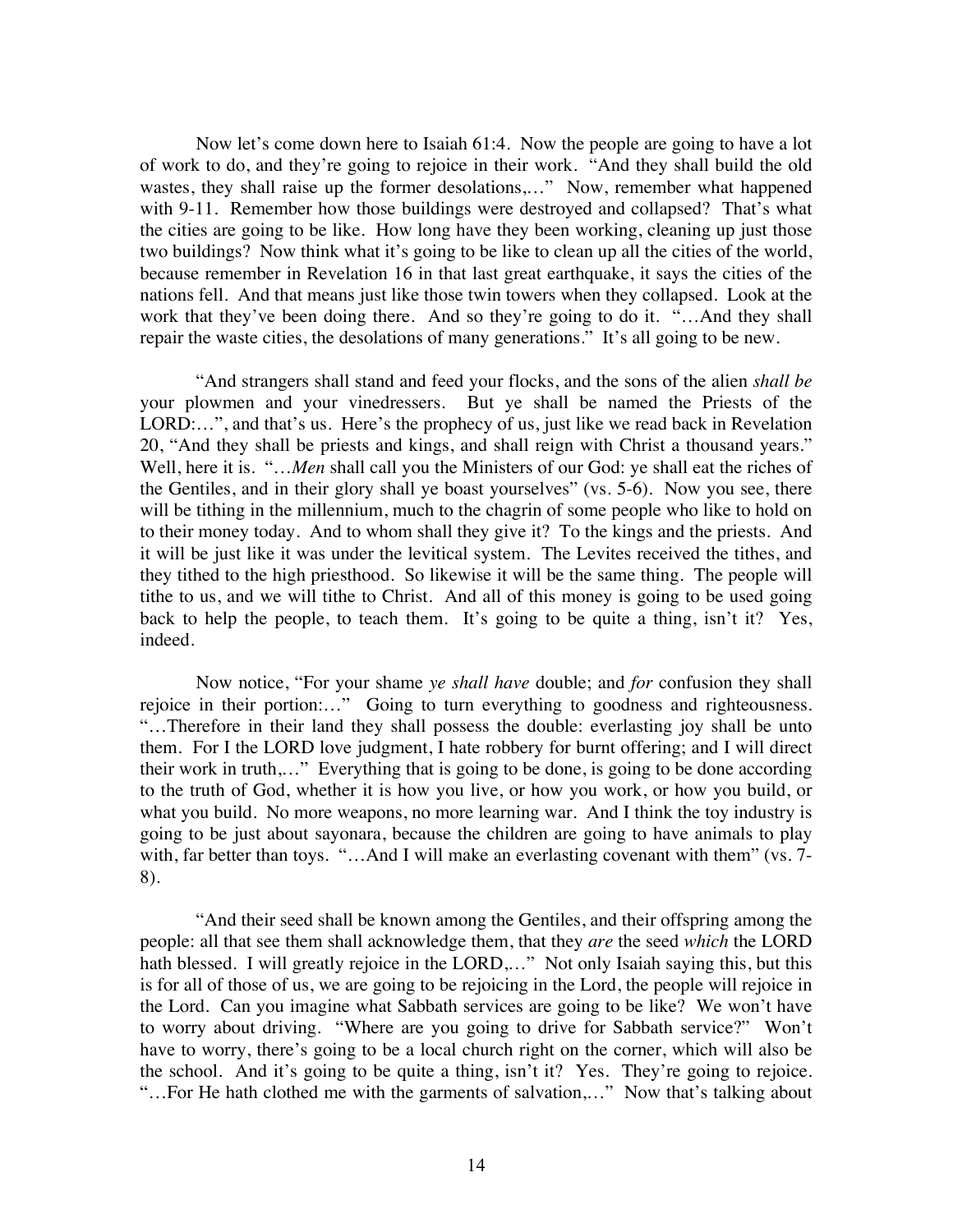Now let's come down here to Isaiah 61:4. Now the people are going to have a lot of work to do, and they're going to rejoice in their work. "And they shall build the old wastes, they shall raise up the former desolations,…" Now, remember what happened with 9-11. Remember how those buildings were destroyed and collapsed? That's what the cities are going to be like. How long have they been working, cleaning up just those two buildings? Now think what it's going to be like to clean up all the cities of the world, because remember in Revelation 16 in that last great earthquake, it says the cities of the nations fell. And that means just like those twin towers when they collapsed. Look at the work that they've been doing there. And so they're going to do it. "…And they shall repair the waste cities, the desolations of many generations." It's all going to be new.

"And strangers shall stand and feed your flocks, and the sons of the alien *shall be* your plowmen and your vinedressers. But ye shall be named the Priests of the LORD:…", and that's us. Here's the prophecy of us, just like we read back in Revelation 20, "And they shall be priests and kings, and shall reign with Christ a thousand years." Well, here it is. "…*Men* shall call you the Ministers of our God: ye shall eat the riches of the Gentiles, and in their glory shall ye boast yourselves" (vs. 5-6). Now you see, there will be tithing in the millennium, much to the chagrin of some people who like to hold on to their money today. And to whom shall they give it? To the kings and the priests. And it will be just like it was under the levitical system. The Levites received the tithes, and they tithed to the high priesthood. So likewise it will be the same thing. The people will tithe to us, and we will tithe to Christ. And all of this money is going to be used going back to help the people, to teach them. It's going to be quite a thing, isn't it? Yes, indeed.

Now notice, "For your shame *ye shall have* double; and *for* confusion they shall rejoice in their portion:…" Going to turn everything to goodness and righteousness. "…Therefore in their land they shall possess the double: everlasting joy shall be unto them. For I the LORD love judgment, I hate robbery for burnt offering; and I will direct their work in truth,…" Everything that is going to be done, is going to be done according to the truth of God, whether it is how you live, or how you work, or how you build, or what you build. No more weapons, no more learning war. And I think the toy industry is going to be just about sayonara, because the children are going to have animals to play with, far better than toys. "…And I will make an everlasting covenant with them" (vs. 7-8).

"And their seed shall be known among the Gentiles, and their offspring among the people: all that see them shall acknowledge them, that they *are* the seed *which* the LORD hath blessed. I will greatly rejoice in the LORD,…" Not only Isaiah saying this, but this is for all of those of us, we are going to be rejoicing in the Lord, the people will rejoice in the Lord. Can you imagine what Sabbath services are going to be like? We won't have to worry about driving. "Where are you going to drive for Sabbath service?" Won't have to worry, there's going to be a local church right on the corner, which will also be the school. And it's going to be quite a thing, isn't it? Yes. They're going to rejoice. "…For He hath clothed me with the garments of salvation,…" Now that's talking about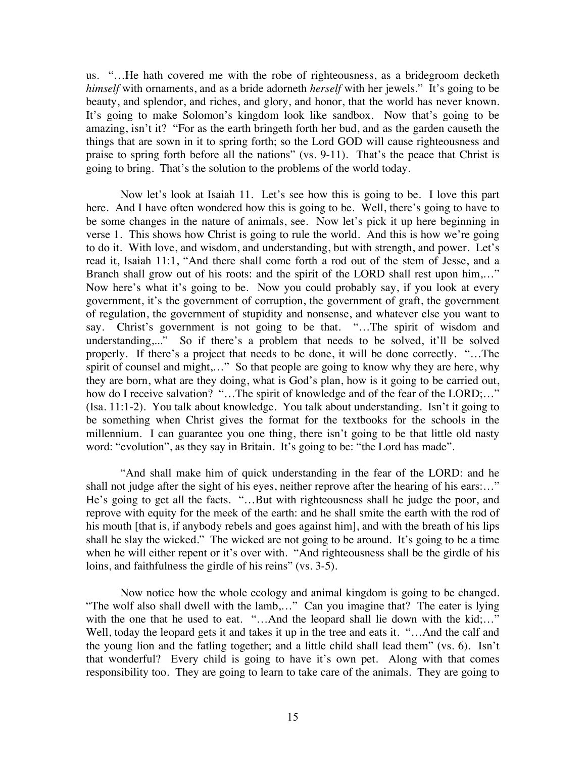us. "…He hath covered me with the robe of righteousness, as a bridegroom decketh *himself* with ornaments, and as a bride adorneth *herself* with her jewels." It's going to be beauty, and splendor, and riches, and glory, and honor, that the world has never known. It's going to make Solomon's kingdom look like sandbox. Now that's going to be amazing, isn't it? "For as the earth bringeth forth her bud, and as the garden causeth the things that are sown in it to spring forth; so the Lord GOD will cause righteousness and praise to spring forth before all the nations" (vs. 9-11). That's the peace that Christ is going to bring. That's the solution to the problems of the world today.

Now let's look at Isaiah 11. Let's see how this is going to be. I love this part here. And I have often wondered how this is going to be. Well, there's going to have to be some changes in the nature of animals, see. Now let's pick it up here beginning in verse 1. This shows how Christ is going to rule the world. And this is how we're going to do it. With love, and wisdom, and understanding, but with strength, and power. Let's read it, Isaiah 11:1, "And there shall come forth a rod out of the stem of Jesse, and a Branch shall grow out of his roots: and the spirit of the LORD shall rest upon him,…" Now here's what it's going to be. Now you could probably say, if you look at every government, it's the government of corruption, the government of graft, the government of regulation, the government of stupidity and nonsense, and whatever else you want to say. Christ's government is not going to be that. "…The spirit of wisdom and understanding,..." So if there's a problem that needs to be solved, it'll be solved properly. If there's a project that needs to be done, it will be done correctly. "…The spirit of counsel and might,…" So that people are going to know why they are here, why they are born, what are they doing, what is God's plan, how is it going to be carried out, how do I receive salvation? "…The spirit of knowledge and of the fear of the LORD;…" (Isa. 11:1-2). You talk about knowledge. You talk about understanding. Isn't it going to be something when Christ gives the format for the textbooks for the schools in the millennium. I can guarantee you one thing, there isn't going to be that little old nasty word: "evolution", as they say in Britain. It's going to be: "the Lord has made".

"And shall make him of quick understanding in the fear of the LORD: and he shall not judge after the sight of his eyes, neither reprove after the hearing of his ears:…" He's going to get all the facts. "…But with righteousness shall he judge the poor, and reprove with equity for the meek of the earth: and he shall smite the earth with the rod of his mouth [that is, if anybody rebels and goes against him], and with the breath of his lips shall he slay the wicked." The wicked are not going to be around. It's going to be a time when he will either repent or it's over with. "And righteousness shall be the girdle of his loins, and faithfulness the girdle of his reins" (vs. 3-5).

Now notice how the whole ecology and animal kingdom is going to be changed. "The wolf also shall dwell with the lamb,…" Can you imagine that? The eater is lying with the one that he used to eat. "…And the leopard shall lie down with the kid;…" Well, today the leopard gets it and takes it up in the tree and eats it. "…And the calf and the young lion and the fatling together; and a little child shall lead them" (vs. 6). Isn't that wonderful? Every child is going to have it's own pet. Along with that comes responsibility too. They are going to learn to take care of the animals. They are going to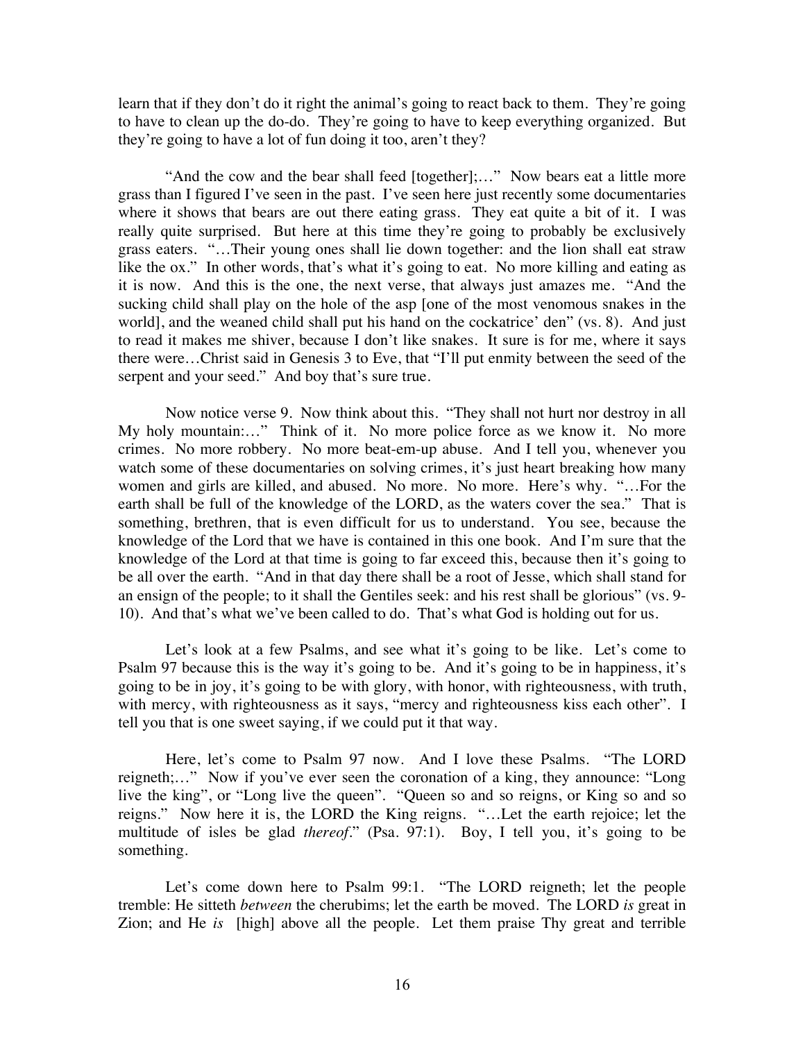learn that if they don't do it right the animal's going to react back to them. They're going to have to clean up the do-do. They're going to have to keep everything organized. But they're going to have a lot of fun doing it too, aren't they?

"And the cow and the bear shall feed [together];…" Now bears eat a little more grass than I figured I've seen in the past. I've seen here just recently some documentaries where it shows that bears are out there eating grass. They eat quite a bit of it. I was really quite surprised. But here at this time they're going to probably be exclusively grass eaters. "…Their young ones shall lie down together: and the lion shall eat straw like the ox." In other words, that's what it's going to eat. No more killing and eating as it is now. And this is the one, the next verse, that always just amazes me. "And the sucking child shall play on the hole of the asp [one of the most venomous snakes in the world], and the weaned child shall put his hand on the cockatrice' den" (vs. 8). And just to read it makes me shiver, because I don't like snakes. It sure is for me, where it says there were…Christ said in Genesis 3 to Eve, that "I'll put enmity between the seed of the serpent and your seed." And boy that's sure true.

Now notice verse 9. Now think about this. "They shall not hurt nor destroy in all My holy mountain:…" Think of it. No more police force as we know it. No more crimes. No more robbery. No more beat-em-up abuse. And I tell you, whenever you watch some of these documentaries on solving crimes, it's just heart breaking how many women and girls are killed, and abused. No more. No more. Here's why. "…For the earth shall be full of the knowledge of the LORD, as the waters cover the sea." That is something, brethren, that is even difficult for us to understand. You see, because the knowledge of the Lord that we have is contained in this one book. And I'm sure that the knowledge of the Lord at that time is going to far exceed this, because then it's going to be all over the earth. "And in that day there shall be a root of Jesse, which shall stand for an ensign of the people; to it shall the Gentiles seek: and his rest shall be glorious" (vs. 9-10). And that's what we've been called to do. That's what God is holding out for us.

Let's look at a few Psalms, and see what it's going to be like. Let's come to Psalm 97 because this is the way it's going to be. And it's going to be in happiness, it's going to be in joy, it's going to be with glory, with honor, with righteousness, with truth, with mercy, with righteousness as it says, "mercy and righteousness kiss each other". I tell you that is one sweet saying, if we could put it that way.

Here, let's come to Psalm 97 now. And I love these Psalms. "The LORD reigneth;…" Now if you've ever seen the coronation of a king, they announce: "Long live the king", or "Long live the queen". "Queen so and so reigns, or King so and so reigns." Now here it is, the LORD the King reigns. "…Let the earth rejoice; let the multitude of isles be glad *thereof*." (Psa. 97:1). Boy, I tell you, it's going to be something.

Let's come down here to Psalm 99:1. "The LORD reigneth; let the people tremble: He sitteth *between* the cherubims; let the earth be moved. The LORD *is* great in Zion; and He *is* [high] above all the people. Let them praise Thy great and terrible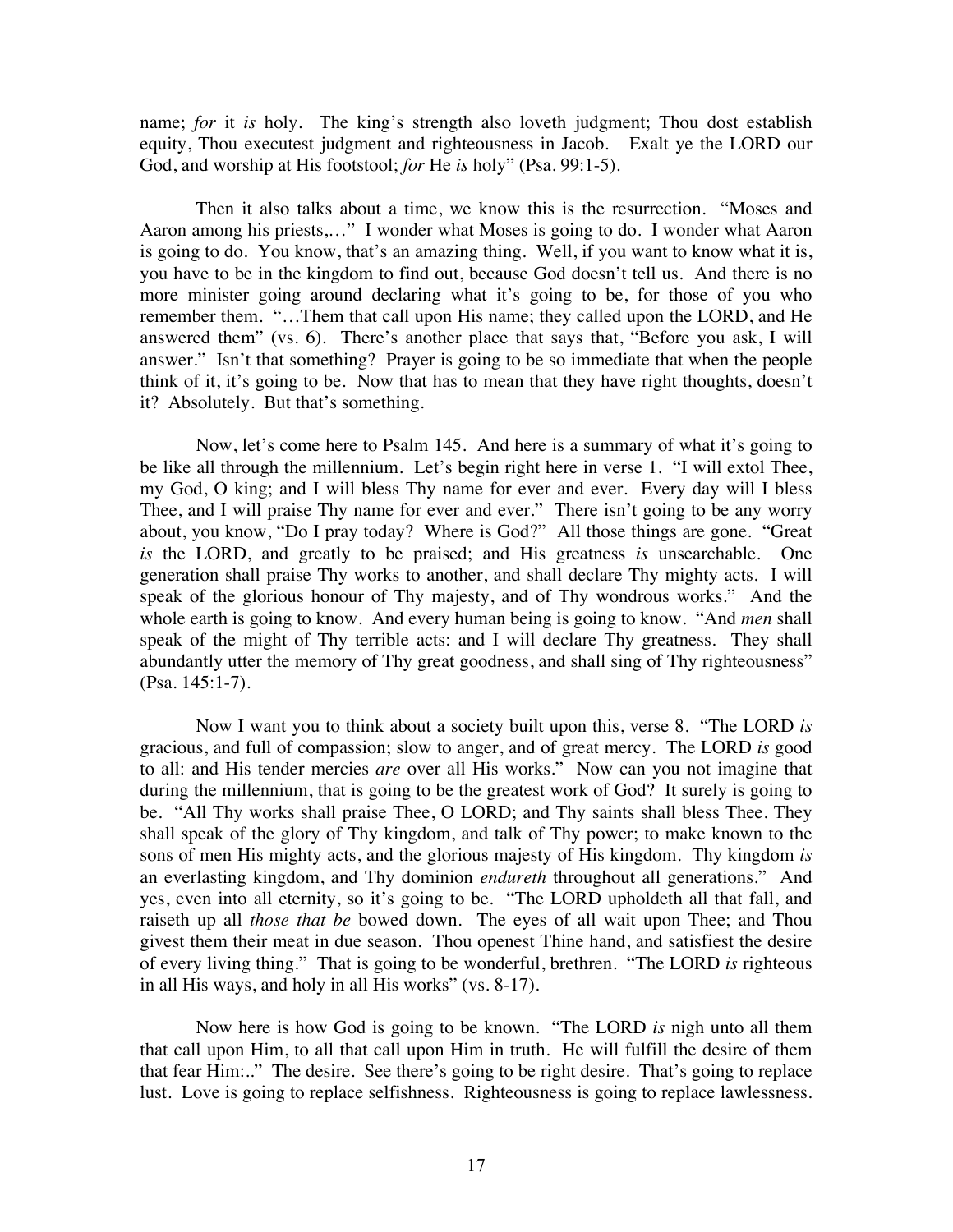name; *for* it *is* holy. The king's strength also loveth judgment; Thou dost establish equity, Thou executest judgment and righteousness in Jacob. Exalt ye the LORD our God, and worship at His footstool; *for* He *is* holy" (Psa. 99:1-5).

Then it also talks about a time, we know this is the resurrection. "Moses and Aaron among his priests,…" I wonder what Moses is going to do. I wonder what Aaron is going to do. You know, that's an amazing thing. Well, if you want to know what it is, you have to be in the kingdom to find out, because God doesn't tell us. And there is no more minister going around declaring what it's going to be, for those of you who remember them. "…Them that call upon His name; they called upon the LORD, and He answered them" (vs. 6). There's another place that says that, "Before you ask, I will answer." Isn't that something? Prayer is going to be so immediate that when the people think of it, it's going to be. Now that has to mean that they have right thoughts, doesn't it? Absolutely. But that's something.

Now, let's come here to Psalm 145. And here is a summary of what it's going to be like all through the millennium. Let's begin right here in verse 1. "I will extol Thee, my God, O king; and I will bless Thy name for ever and ever. Every day will I bless Thee, and I will praise Thy name for ever and ever." There isn't going to be any worry about, you know, "Do I pray today? Where is God?" All those things are gone. "Great *is* the LORD, and greatly to be praised; and His greatness *is* unsearchable. One generation shall praise Thy works to another, and shall declare Thy mighty acts. I will speak of the glorious honour of Thy majesty, and of Thy wondrous works." And the whole earth is going to know. And every human being is going to know. "And *men* shall speak of the might of Thy terrible acts: and I will declare Thy greatness. They shall abundantly utter the memory of Thy great goodness, and shall sing of Thy righteousness" (Psa. 145:1-7).

Now I want you to think about a society built upon this, verse 8. "The LORD *is* gracious, and full of compassion; slow to anger, and of great mercy. The LORD *is* good to all: and His tender mercies *are* over all His works." Now can you not imagine that during the millennium, that is going to be the greatest work of God? It surely is going to be. "All Thy works shall praise Thee, O LORD; and Thy saints shall bless Thee. They shall speak of the glory of Thy kingdom, and talk of Thy power; to make known to the sons of men His mighty acts, and the glorious majesty of His kingdom. Thy kingdom *is* an everlasting kingdom, and Thy dominion *endureth* throughout all generations." And yes, even into all eternity, so it's going to be. "The LORD upholdeth all that fall, and raiseth up all *those that be* bowed down. The eyes of all wait upon Thee; and Thou givest them their meat in due season. Thou openest Thine hand, and satisfiest the desire of every living thing." That is going to be wonderful, brethren. "The LORD *is* righteous in all His ways, and holy in all His works" (vs. 8-17).

Now here is how God is going to be known. "The LORD *is* nigh unto all them that call upon Him, to all that call upon Him in truth. He will fulfill the desire of them that fear Him:.." The desire. See there's going to be right desire. That's going to replace lust. Love is going to replace selfishness. Righteousness is going to replace lawlessness.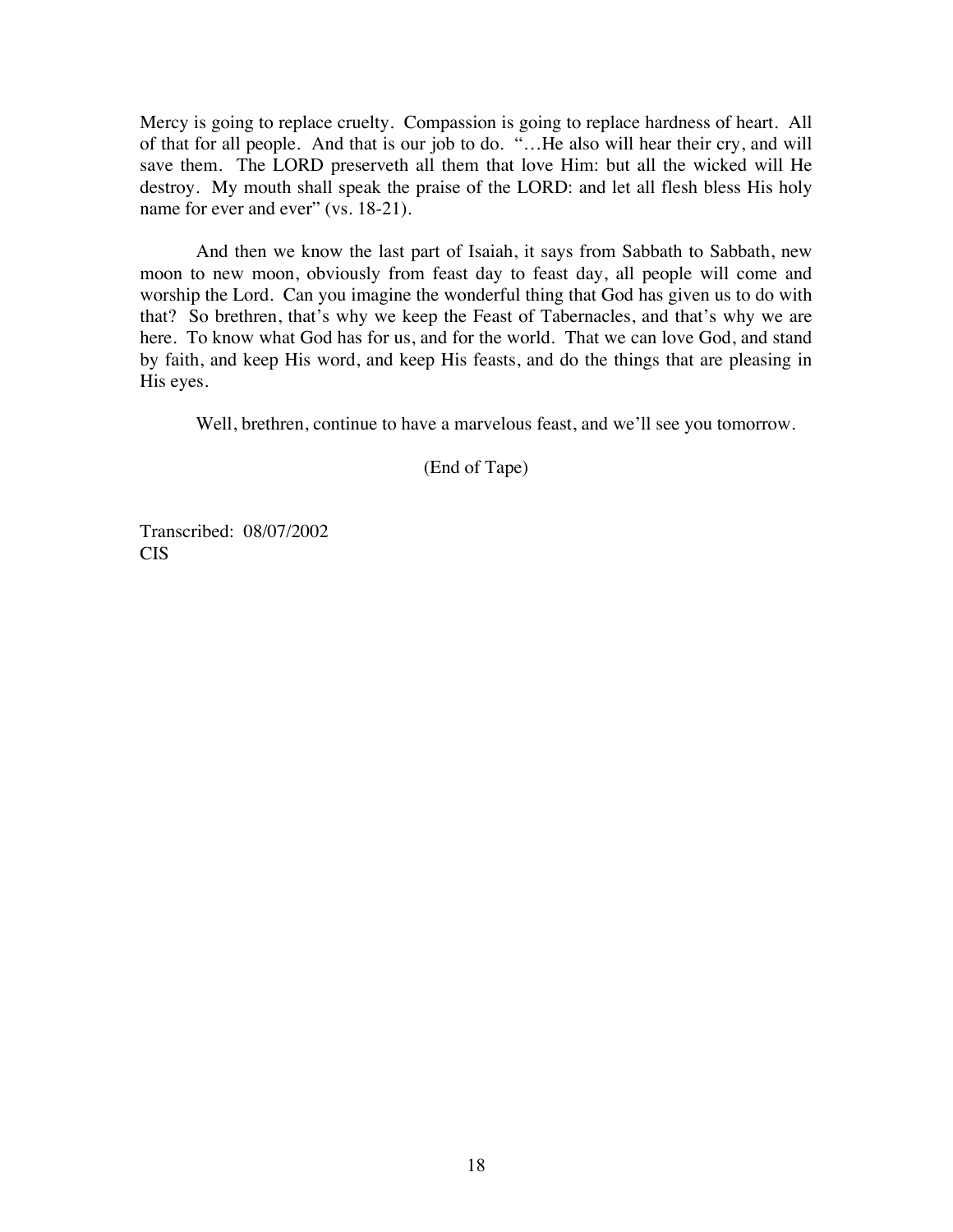Mercy is going to replace cruelty. Compassion is going to replace hardness of heart. All of that for all people. And that is our job to do. "…He also will hear their cry, and will save them. The LORD preserveth all them that love Him: but all the wicked will He destroy. My mouth shall speak the praise of the LORD: and let all flesh bless His holy name for ever and ever" (vs. 18-21).

And then we know the last part of Isaiah, it says from Sabbath to Sabbath, new moon to new moon, obviously from feast day to feast day, all people will come and worship the Lord. Can you imagine the wonderful thing that God has given us to do with that? So brethren, that's why we keep the Feast of Tabernacles, and that's why we are here. To know what God has for us, and for the world. That we can love God, and stand by faith, and keep His word, and keep His feasts, and do the things that are pleasing in His eyes.

Well, brethren, continue to have a marvelous feast, and we'll see you tomorrow.

(End of Tape)

Transcribed: 08/07/2002
CIS